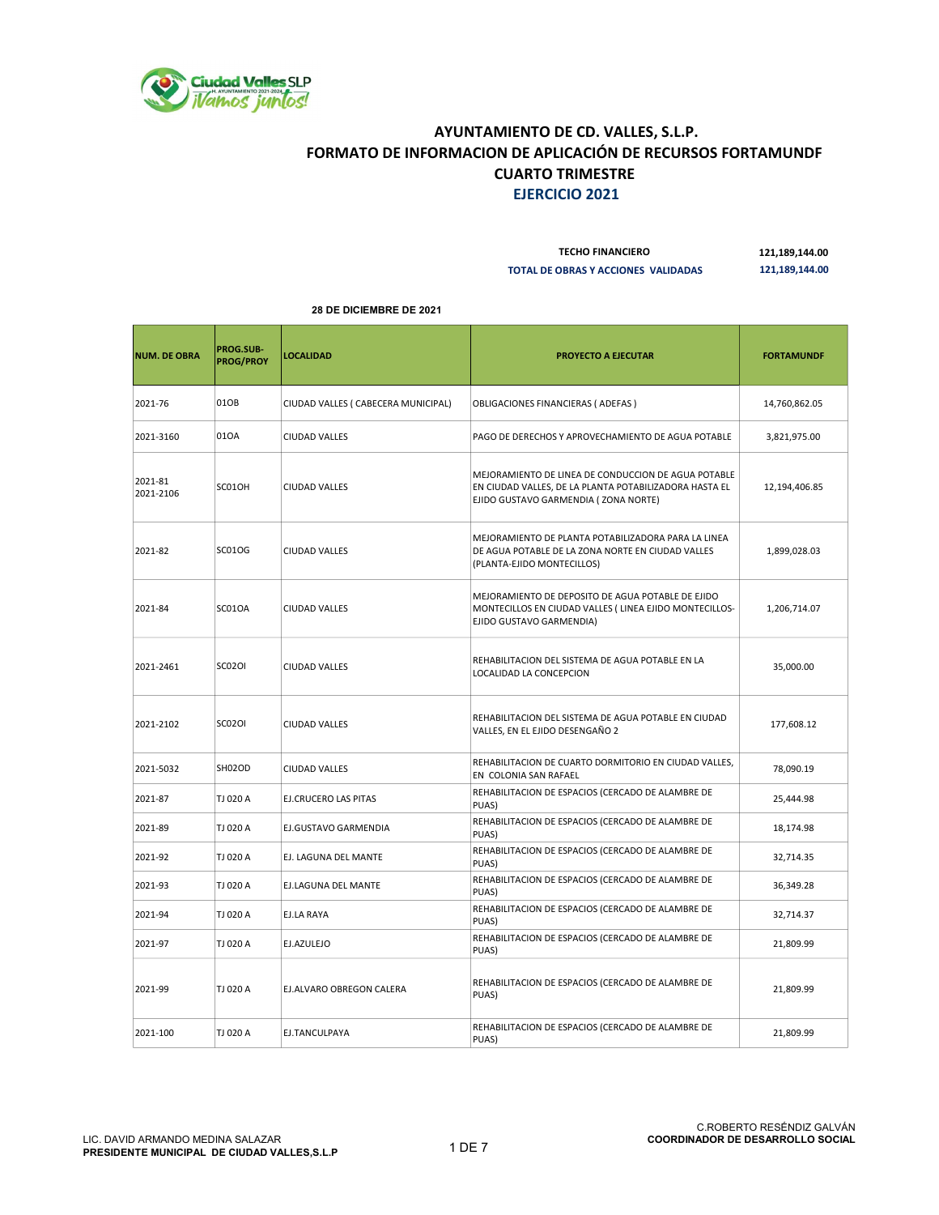# AYUNTAMIENTO DE CD. VALLES, S.L.P.
## FORMATO DE INFORMACION DE APLICACIÓN DE RECURSOS FORTAMUNDF
## CUARTO TRIMESTRE
## EJERCICIO 2021

| | |
|---|---|
| TECHO FINANCIERO | 121,189,144.00 |
| TOTAL DE OBRAS Y ACCIONES VALIDADAS | 121,189,144.00 |

**28 DE DICIEMBRE DE 2021**

| NUM. DE OBRA | PROG.SUB-PROG/PROY | LOCALIDAD | PROYECTO A EJECUTAR | FORTAMUNDF |
|---|---|---|---|---|
| 2021-76 | 01OB | CIUDAD VALLES ( CABECERA MUNICIPAL) | OBLIGACIONES FINANCIERAS ( ADEFAS ) | 14,760,862.05 |
| 2021-3160 | 01OA | CIUDAD VALLES | PAGO DE DERECHOS Y APROVECHAMIENTO DE AGUA POTABLE | 3,821,975.00 |
| 2021-81 2021-2106 | SC01OH | CIUDAD VALLES | MEJORAMIENTO DE LINEA DE CONDUCCION DE AGUA POTABLE EN CIUDAD VALLES, DE LA PLANTA POTABILIZADORA HASTA EL EJIDO GUSTAVO GARMENDIA ( ZONA NORTE) | 12,194,406.85 |
| 2021-82 | SC01OG | CIUDAD VALLES | MEJORAMIENTO DE PLANTA POTABILIZADORA PARA LA LINEA DE AGUA POTABLE DE LA ZONA NORTE EN CIUDAD VALLES (PLANTA-EJIDO MONTECILLOS) | 1,899,028.03 |
| 2021-84 | SC01OA | CIUDAD VALLES | MEJORAMIENTO DE DEPOSITO DE AGUA POTABLE DE EJIDO MONTECILLOS EN CIUDAD VALLES ( LINEA EJIDO MONTECILLOS-EJIDO GUSTAVO GARMENDIA) | 1,206,714.07 |
| 2021-2461 | SC02OI | CIUDAD VALLES | REHABILITACION DEL SISTEMA DE AGUA POTABLE EN LA LOCALIDAD LA CONCEPCION | 35,000.00 |
| 2021-2102 | SC02OI | CIUDAD VALLES | REHABILITACION DEL SISTEMA DE AGUA POTABLE EN CIUDAD VALLES, EN EL EJIDO DESENGAÑO 2 | 177,608.12 |
| 2021-5032 | SH02OD | CIUDAD VALLES | REHABILITACION DE CUARTO DORMITORIO EN CIUDAD VALLES, EN COLONIA SAN RAFAEL | 78,090.19 |
| 2021-87 | TJ 020 A | EJ.CRUCERO LAS PITAS | REHABILITACION DE ESPACIOS (CERCADO DE ALAMBRE DE PUAS) | 25,444.98 |
| 2021-89 | TJ 020 A | EJ.GUSTAVO GARMENDIA | REHABILITACION DE ESPACIOS (CERCADO DE ALAMBRE DE PUAS) | 18,174.98 |
| 2021-92 | TJ 020 A | EJ. LAGUNA DEL MANTE | REHABILITACION DE ESPACIOS (CERCADO DE ALAMBRE DE PUAS) | 32,714.35 |
| 2021-93 | TJ 020 A | EJ.LAGUNA DEL MANTE | REHABILITACION DE ESPACIOS (CERCADO DE ALAMBRE DE PUAS) | 36,349.28 |
| 2021-94 | TJ 020 A | EJ.LA RAYA | REHABILITACION DE ESPACIOS (CERCADO DE ALAMBRE DE PUAS) | 32,714.37 |
| 2021-97 | TJ 020 A | EJ.AZULEJO | REHABILITACION DE ESPACIOS (CERCADO DE ALAMBRE DE PUAS) | 21,809.99 |
| 2021-99 | TJ 020 A | EJ.ALVARO OBREGON CALERA | REHABILITACION DE ESPACIOS (CERCADO DE ALAMBRE DE PUAS) | 21,809.99 |
| 2021-100 | TJ 020 A | EJ.TANCULPAYA | REHABILITACION DE ESPACIOS (CERCADO DE ALAMBRE DE PUAS) | 21,809.99 |

LIC. DAVID ARMANDO MEDINA SALAZAR
**PRESIDENTE MUNICIPAL DE CIUDAD VALLES,S.L.P**

C.ROBERTO RESÉNDIZ GALVÁN
**COORDINADOR DE DESARROLLO SOCIAL**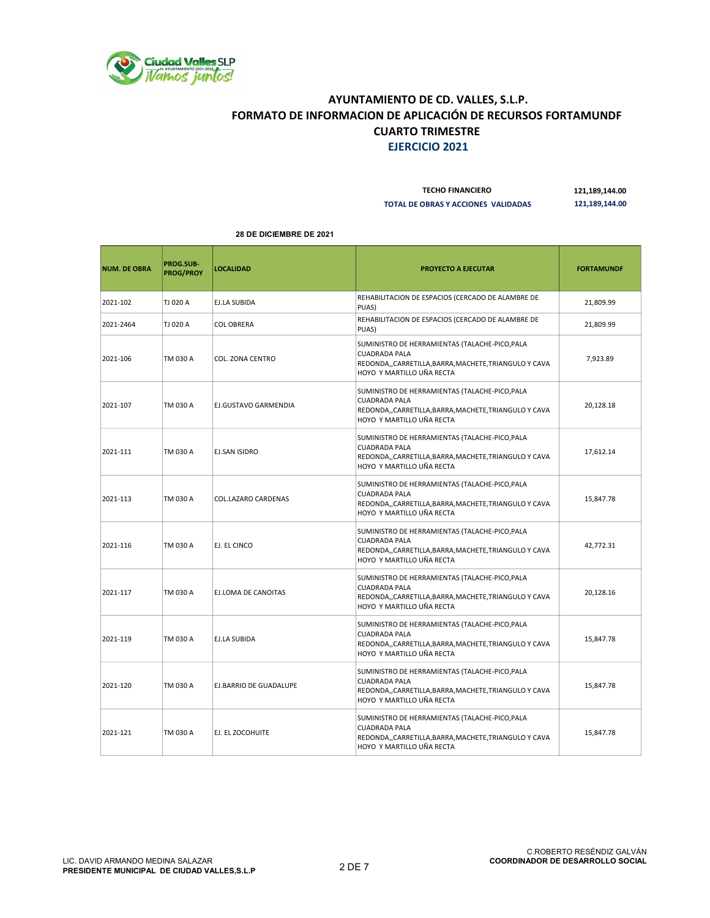# AYUNTAMIENTO DE CD. VALLES, S.L.P.
## FORMATO DE INFORMACION DE APLICACIÓN DE RECURSOS FORTAMUNDF
## CUARTO TRIMESTRE
## EJERCICIO 2021

| | |
|---|---|
| TECHO FINANCIERO | 121,189,144.00 |
| TOTAL DE OBRAS Y ACCIONES VALIDADAS | 121,189,144.00 |

**28 DE DICIEMBRE DE 2021**

| NUM. DE OBRA | PROG.SUB-PROG/PROY | LOCALIDAD | PROYECTO A EJECUTAR | FORTAMUNDF |
|---|---|---|---|---|
| 2021-102 | TJ 020 A | EJ.LA SUBIDA | REHABILITACION DE ESPACIOS (CERCADO DE ALAMBRE DE PUAS) | 21,809.99 |
| 2021-2464 | TJ 020 A | COL OBRERA | REHABILITACION DE ESPACIOS (CERCADO DE ALAMBRE DE PUAS) | 21,809.99 |
| 2021-106 | TM 030 A | COL. ZONA CENTRO | SUMINISTRO DE HERRAMIENTAS (TALACHE-PICO,PALA CUADRADA PALA REDONDA,,CARRETILLA,BARRA,MACHETE,TRIANGULO Y CAVA HOYO Y MARTILLO UÑA RECTA | 7,923.89 |
| 2021-107 | TM 030 A | EJ.GUSTAVO GARMENDIA | SUMINISTRO DE HERRAMIENTAS (TALACHE-PICO,PALA CUADRADA PALA REDONDA,,CARRETILLA,BARRA,MACHETE,TRIANGULO Y CAVA HOYO Y MARTILLO UÑA RECTA | 20,128.18 |
| 2021-111 | TM 030 A | EJ.SAN ISIDRO | SUMINISTRO DE HERRAMIENTAS (TALACHE-PICO,PALA CUADRADA PALA REDONDA,,CARRETILLA,BARRA,MACHETE,TRIANGULO Y CAVA HOYO Y MARTILLO UÑA RECTA | 17,612.14 |
| 2021-113 | TM 030 A | COL.LAZARO CARDENAS | SUMINISTRO DE HERRAMIENTAS (TALACHE-PICO,PALA CUADRADA PALA REDONDA,,CARRETILLA,BARRA,MACHETE,TRIANGULO Y CAVA HOYO Y MARTILLO UÑA RECTA | 15,847.78 |
| 2021-116 | TM 030 A | EJ. EL CINCO | SUMINISTRO DE HERRAMIENTAS (TALACHE-PICO,PALA CUADRADA PALA REDONDA,,CARRETILLA,BARRA,MACHETE,TRIANGULO Y CAVA HOYO Y MARTILLO UÑA RECTA | 42,772.31 |
| 2021-117 | TM 030 A | EJ.LOMA DE CANOITAS | SUMINISTRO DE HERRAMIENTAS (TALACHE-PICO,PALA CUADRADA PALA REDONDA,,CARRETILLA,BARRA,MACHETE,TRIANGULO Y CAVA HOYO Y MARTILLO UÑA RECTA | 20,128.16 |
| 2021-119 | TM 030 A | EJ.LA SUBIDA | SUMINISTRO DE HERRAMIENTAS (TALACHE-PICO,PALA CUADRADA PALA REDONDA,,CARRETILLA,BARRA,MACHETE,TRIANGULO Y CAVA HOYO Y MARTILLO UÑA RECTA | 15,847.78 |
| 2021-120 | TM 030 A | EJ.BARRIO DE GUADALUPE | SUMINISTRO DE HERRAMIENTAS (TALACHE-PICO,PALA CUADRADA PALA REDONDA,,CARRETILLA,BARRA,MACHETE,TRIANGULO Y CAVA HOYO Y MARTILLO UÑA RECTA | 15,847.78 |
| 2021-121 | TM 030 A | EJ. EL ZOCOHUITE | SUMINISTRO DE HERRAMIENTAS (TALACHE-PICO,PALA CUADRADA PALA REDONDA,,CARRETILLA,BARRA,MACHETE,TRIANGULO Y CAVA HOYO Y MARTILLO UÑA RECTA | 15,847.78 |

LIC. DAVID ARMANDO MEDINA SALAZAR
**PRESIDENTE MUNICIPAL DE CIUDAD VALLES,S.L.P**

C.ROBERTO RESÉNDIZ GALVÁN
**COORDINADOR DE DESARROLLO SOCIAL**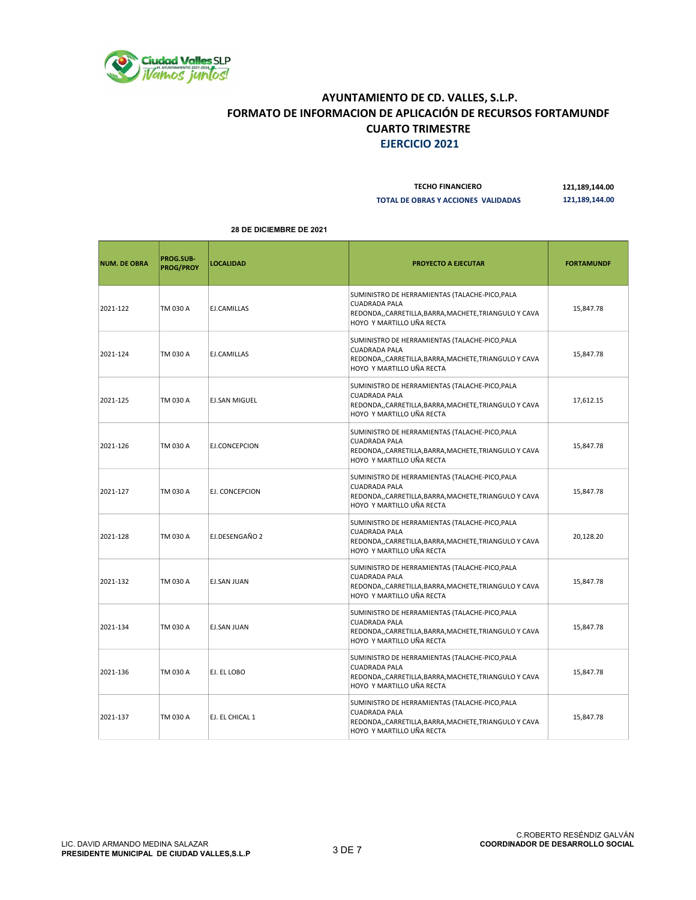# AYUNTAMIENTO DE CD. VALLES, S.L.P.
## FORMATO DE INFORMACION DE APLICACIÓN DE RECURSOS FORTAMUNDF
## CUARTO TRIMESTRE
## EJERCICIO 2021

**TECHO FINANCIERO** **121,189,144.00**

**TOTAL DE OBRAS Y ACCIONES VALIDADAS** **121,189,144.00**

**28 DE DICIEMBRE DE 2021**

| NUM. DE OBRA | PROG.SUB-PROG/PROY | LOCALIDAD | PROYECTO A EJECUTAR | FORTAMUNDF |
|---|---|---|---|---|
| 2021-122 | TM 030 A | EJ.CAMILLAS | SUMINISTRO DE HERRAMIENTAS (TALACHE-PICO,PALA CUADRADA PALA REDONDA,,CARRETILLA,BARRA,MACHETE,TRIANGULO Y CAVA HOYO Y MARTILLO UÑA RECTA | 15,847.78 |
| 2021-124 | TM 030 A | EJ.CAMILLAS | SUMINISTRO DE HERRAMIENTAS (TALACHE-PICO,PALA CUADRADA PALA REDONDA,,CARRETILLA,BARRA,MACHETE,TRIANGULO Y CAVA HOYO Y MARTILLO UÑA RECTA | 15,847.78 |
| 2021-125 | TM 030 A | EJ.SAN MIGUEL | SUMINISTRO DE HERRAMIENTAS (TALACHE-PICO,PALA CUADRADA PALA REDONDA,,CARRETILLA,BARRA,MACHETE,TRIANGULO Y CAVA HOYO Y MARTILLO UÑA RECTA | 17,612.15 |
| 2021-126 | TM 030 A | EJ.CONCEPCION | SUMINISTRO DE HERRAMIENTAS (TALACHE-PICO,PALA CUADRADA PALA REDONDA,,CARRETILLA,BARRA,MACHETE,TRIANGULO Y CAVA HOYO Y MARTILLO UÑA RECTA | 15,847.78 |
| 2021-127 | TM 030 A | EJ. CONCEPCION | SUMINISTRO DE HERRAMIENTAS (TALACHE-PICO,PALA CUADRADA PALA REDONDA,,CARRETILLA,BARRA,MACHETE,TRIANGULO Y CAVA HOYO Y MARTILLO UÑA RECTA | 15,847.78 |
| 2021-128 | TM 030 A | EJ.DESENGAÑO 2 | SUMINISTRO DE HERRAMIENTAS (TALACHE-PICO,PALA CUADRADA PALA REDONDA,,CARRETILLA,BARRA,MACHETE,TRIANGULO Y CAVA HOYO Y MARTILLO UÑA RECTA | 20,128.20 |
| 2021-132 | TM 030 A | EJ.SAN JUAN | SUMINISTRO DE HERRAMIENTAS (TALACHE-PICO,PALA CUADRADA PALA REDONDA,,CARRETILLA,BARRA,MACHETE,TRIANGULO Y CAVA HOYO Y MARTILLO UÑA RECTA | 15,847.78 |
| 2021-134 | TM 030 A | EJ.SAN JUAN | SUMINISTRO DE HERRAMIENTAS (TALACHE-PICO,PALA CUADRADA PALA REDONDA,,CARRETILLA,BARRA,MACHETE,TRIANGULO Y CAVA HOYO Y MARTILLO UÑA RECTA | 15,847.78 |
| 2021-136 | TM 030 A | EJ. EL LOBO | SUMINISTRO DE HERRAMIENTAS (TALACHE-PICO,PALA CUADRADA PALA REDONDA,,CARRETILLA,BARRA,MACHETE,TRIANGULO Y CAVA HOYO Y MARTILLO UÑA RECTA | 15,847.78 |
| 2021-137 | TM 030 A | EJ. EL CHICAL 1 | SUMINISTRO DE HERRAMIENTAS (TALACHE-PICO,PALA CUADRADA PALA REDONDA,,CARRETILLA,BARRA,MACHETE,TRIANGULO Y CAVA HOYO Y MARTILLO UÑA RECTA | 15,847.78 |

LIC. DAVID ARMANDO MEDINA SALAZAR
**PRESIDENTE MUNICIPAL DE CIUDAD VALLES,S.L.P**

C.ROBERTO RESÉNDIZ GALVÁN
**COORDINADOR DE DESARROLLO SOCIAL**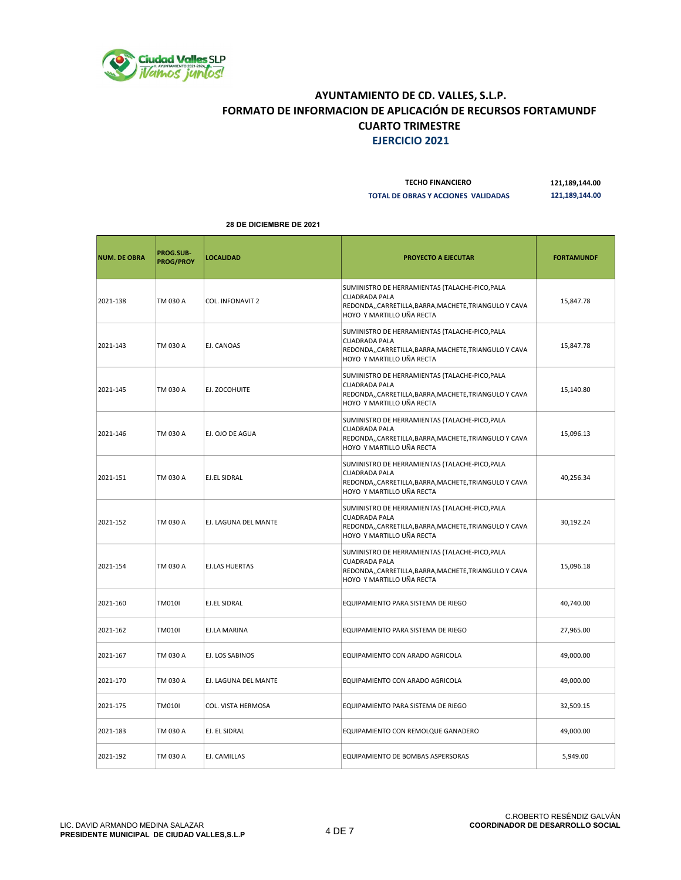# AYUNTAMIENTO DE CD. VALLES, S.L.P.
## FORMATO DE INFORMACION DE APLICACIÓN DE RECURSOS FORTAMUNDF
## CUARTO TRIMESTRE
## EJERCICIO 2021

| | |
|---|---|
| **TECHO FINANCIERO** | **121,189,144.00** |
| **TOTAL DE OBRAS Y ACCIONES VALIDADAS** | **121,189,144.00** |

**28 DE DICIEMBRE DE 2021**

| NUM. DE OBRA | PROG.SUB-PROG/PROY | LOCALIDAD | PROYECTO A EJECUTAR | FORTAMUNDF |
|---|---|---|---|---|
| 2021-138 | TM 030 A | COL. INFONAVIT 2 | SUMINISTRO DE HERRAMIENTAS (TALACHE-PICO,PALA CUADRADA PALA REDONDA,,CARRETILLA,BARRA,MACHETE,TRIANGULO Y CAVA HOYO Y MARTILLO UÑA RECTA | 15,847.78 |
| 2021-143 | TM 030 A | EJ. CANOAS | SUMINISTRO DE HERRAMIENTAS (TALACHE-PICO,PALA CUADRADA PALA REDONDA,,CARRETILLA,BARRA,MACHETE,TRIANGULO Y CAVA HOYO Y MARTILLO UÑA RECTA | 15,847.78 |
| 2021-145 | TM 030 A | EJ. ZOCOHUITE | SUMINISTRO DE HERRAMIENTAS (TALACHE-PICO,PALA CUADRADA PALA REDONDA,,CARRETILLA,BARRA,MACHETE,TRIANGULO Y CAVA HOYO Y MARTILLO UÑA RECTA | 15,140.80 |
| 2021-146 | TM 030 A | EJ. OJO DE AGUA | SUMINISTRO DE HERRAMIENTAS (TALACHE-PICO,PALA CUADRADA PALA REDONDA,,CARRETILLA,BARRA,MACHETE,TRIANGULO Y CAVA HOYO Y MARTILLO UÑA RECTA | 15,096.13 |
| 2021-151 | TM 030 A | EJ.EL SIDRAL | SUMINISTRO DE HERRAMIENTAS (TALACHE-PICO,PALA CUADRADA PALA REDONDA,,CARRETILLA,BARRA,MACHETE,TRIANGULO Y CAVA HOYO Y MARTILLO UÑA RECTA | 40,256.34 |
| 2021-152 | TM 030 A | EJ. LAGUNA DEL MANTE | SUMINISTRO DE HERRAMIENTAS (TALACHE-PICO,PALA CUADRADA PALA REDONDA,,CARRETILLA,BARRA,MACHETE,TRIANGULO Y CAVA HOYO Y MARTILLO UÑA RECTA | 30,192.24 |
| 2021-154 | TM 030 A | EJ.LAS HUERTAS | SUMINISTRO DE HERRAMIENTAS (TALACHE-PICO,PALA CUADRADA PALA REDONDA,,CARRETILLA,BARRA,MACHETE,TRIANGULO Y CAVA HOYO Y MARTILLO UÑA RECTA | 15,096.18 |
| 2021-160 | TM010I | EJ.EL SIDRAL | EQUIPAMIENTO PARA SISTEMA DE RIEGO | 40,740.00 |
| 2021-162 | TM010I | EJ.LA MARINA | EQUIPAMIENTO PARA SISTEMA DE RIEGO | 27,965.00 |
| 2021-167 | TM 030 A | EJ. LOS SABINOS | EQUIPAMIENTO CON ARADO AGRICOLA | 49,000.00 |
| 2021-170 | TM 030 A | EJ. LAGUNA DEL MANTE | EQUIPAMIENTO CON ARADO AGRICOLA | 49,000.00 |
| 2021-175 | TM010I | COL. VISTA HERMOSA | EQUIPAMIENTO PARA SISTEMA DE RIEGO | 32,509.15 |
| 2021-183 | TM 030 A | EJ. EL SIDRAL | EQUIPAMIENTO CON REMOLQUE GANADERO | 49,000.00 |
| 2021-192 | TM 030 A | EJ. CAMILLAS | EQUIPAMIENTO DE BOMBAS ASPERSORAS | 5,949.00 |

LIC. DAVID ARMANDO MEDINA SALAZAR
**PRESIDENTE MUNICIPAL DE CIUDAD VALLES,S.L.P**

C.ROBERTO RESÉNDIZ GALVÁN
**COORDINADOR DE DESARROLLO SOCIAL**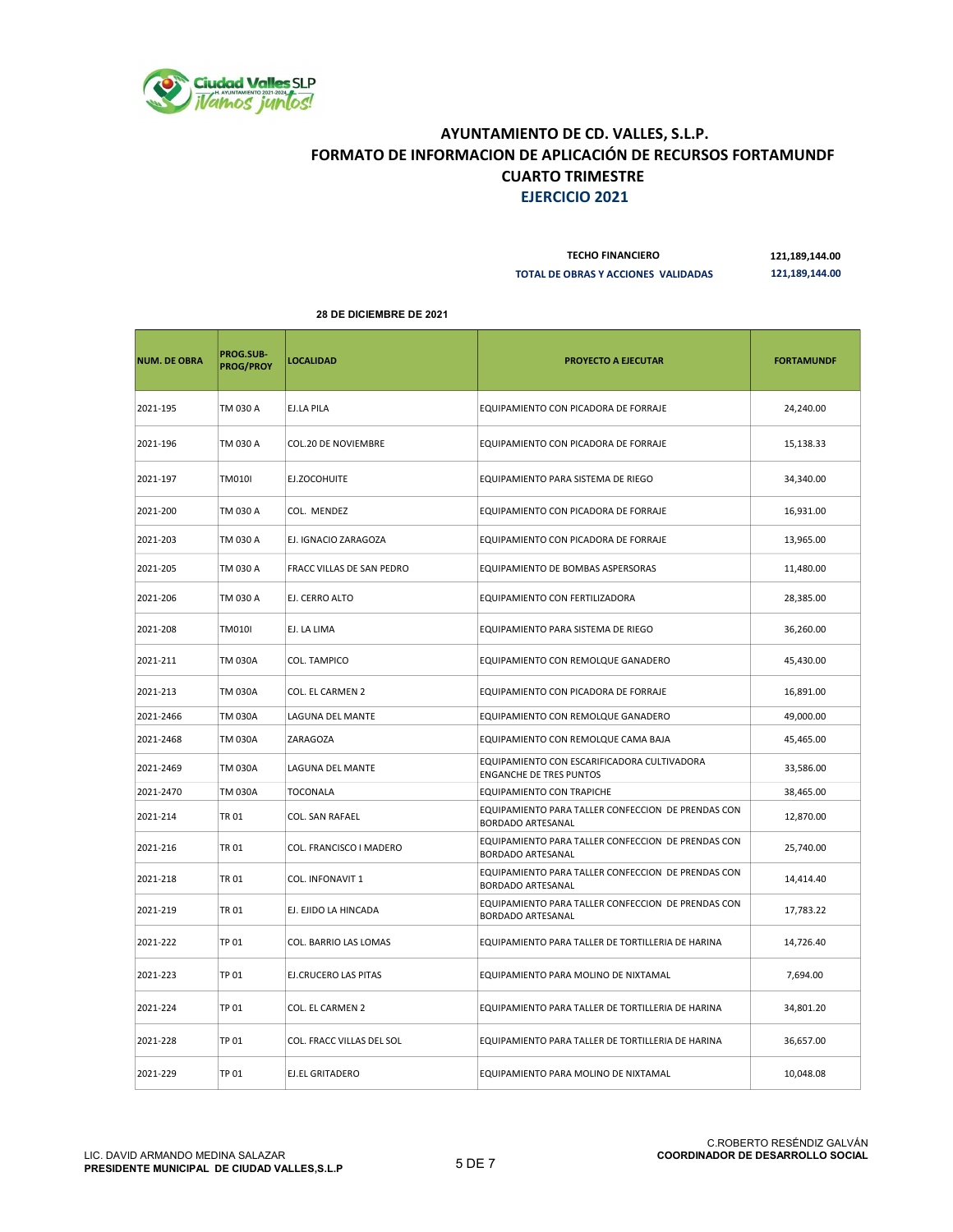# AYUNTAMIENTO DE CD. VALLES, S.L.P.
## FORMATO DE INFORMACION DE APLICACIÓN DE RECURSOS FORTAMUNDF
## CUARTO TRIMESTRE
## EJERCICIO 2021

**TECHO FINANCIERO** 121,189,144.00

**TOTAL DE OBRAS Y ACCIONES VALIDADAS** 121,189,144.00

**28 DE DICIEMBRE DE 2021**

| NUM. DE OBRA | PROG.SUB-PROG/PROY | LOCALIDAD | PROYECTO A EJECUTAR | FORTAMUNDF |
|---|---|---|---|---|
| 2021-195 | TM 030 A | EJ.LA PILA | EQUIPAMIENTO CON PICADORA DE FORRAJE | 24,240.00 |
| 2021-196 | TM 030 A | COL.20 DE NOVIEMBRE | EQUIPAMIENTO CON PICADORA DE FORRAJE | 15,138.33 |
| 2021-197 | TM010I | EJ.ZOCOHUITE | EQUIPAMIENTO PARA SISTEMA DE RIEGO | 34,340.00 |
| 2021-200 | TM 030 A | COL. MENDEZ | EQUIPAMIENTO CON PICADORA DE FORRAJE | 16,931.00 |
| 2021-203 | TM 030 A | EJ. IGNACIO ZARAGOZA | EQUIPAMIENTO CON PICADORA DE FORRAJE | 13,965.00 |
| 2021-205 | TM 030 A | FRACC VILLAS DE SAN PEDRO | EQUIPAMIENTO DE BOMBAS ASPERSORAS | 11,480.00 |
| 2021-206 | TM 030 A | EJ. CERRO ALTO | EQUIPAMIENTO CON FERTILIZADORA | 28,385.00 |
| 2021-208 | TM010I | EJ. LA LIMA | EQUIPAMIENTO PARA SISTEMA DE RIEGO | 36,260.00 |
| 2021-211 | TM 030A | COL. TAMPICO | EQUIPAMIENTO CON REMOLQUE GANADERO | 45,430.00 |
| 2021-213 | TM 030A | COL. EL CARMEN 2 | EQUIPAMIENTO CON PICADORA DE FORRAJE | 16,891.00 |
| 2021-2466 | TM 030A | LAGUNA DEL MANTE | EQUIPAMIENTO CON REMOLQUE GANADERO | 49,000.00 |
| 2021-2468 | TM 030A | ZARAGOZA | EQUIPAMIENTO CON REMOLQUE CAMA BAJA | 45,465.00 |
| 2021-2469 | TM 030A | LAGUNA DEL MANTE | EQUIPAMIENTO CON ESCARIFICADORA CULTIVADORA ENGANCHE DE TRES PUNTOS | 33,586.00 |
| 2021-2470 | TM 030A | TOCONALA | EQUIPAMIENTO CON TRAPICHE | 38,465.00 |
| 2021-214 | TR 01 | COL. SAN RAFAEL | EQUIPAMIENTO PARA TALLER CONFECCION DE PRENDAS CON BORDADO ARTESANAL | 12,870.00 |
| 2021-216 | TR 01 | COL. FRANCISCO I MADERO | EQUIPAMIENTO PARA TALLER CONFECCION DE PRENDAS CON BORDADO ARTESANAL | 25,740.00 |
| 2021-218 | TR 01 | COL. INFONAVIT 1 | EQUIPAMIENTO PARA TALLER CONFECCION DE PRENDAS CON BORDADO ARTESANAL | 14,414.40 |
| 2021-219 | TR 01 | EJ. EJIDO LA HINCADA | EQUIPAMIENTO PARA TALLER CONFECCION DE PRENDAS CON BORDADO ARTESANAL | 17,783.22 |
| 2021-222 | TP 01 | COL. BARRIO LAS LOMAS | EQUIPAMIENTO PARA TALLER DE TORTILLERIA DE HARINA | 14,726.40 |
| 2021-223 | TP 01 | EJ.CRUCERO LAS PITAS | EQUIPAMIENTO PARA MOLINO DE NIXTAMAL | 7,694.00 |
| 2021-224 | TP 01 | COL. EL CARMEN 2 | EQUIPAMIENTO PARA TALLER DE TORTILLERIA DE HARINA | 34,801.20 |
| 2021-228 | TP 01 | COL. FRACC VILLAS DEL SOL | EQUIPAMIENTO PARA TALLER DE TORTILLERIA DE HARINA | 36,657.00 |
| 2021-229 | TP 01 | EJ.EL GRITADERO | EQUIPAMIENTO PARA MOLINO DE NIXTAMAL | 10,048.08 |

LIC. DAVID ARMANDO MEDINA SALAZAR
**PRESIDENTE MUNICIPAL DE CIUDAD VALLES,S.L.P**

C.ROBERTO RESÉNDIZ GALVÁN
**COORDINADOR DE DESARROLLO SOCIAL**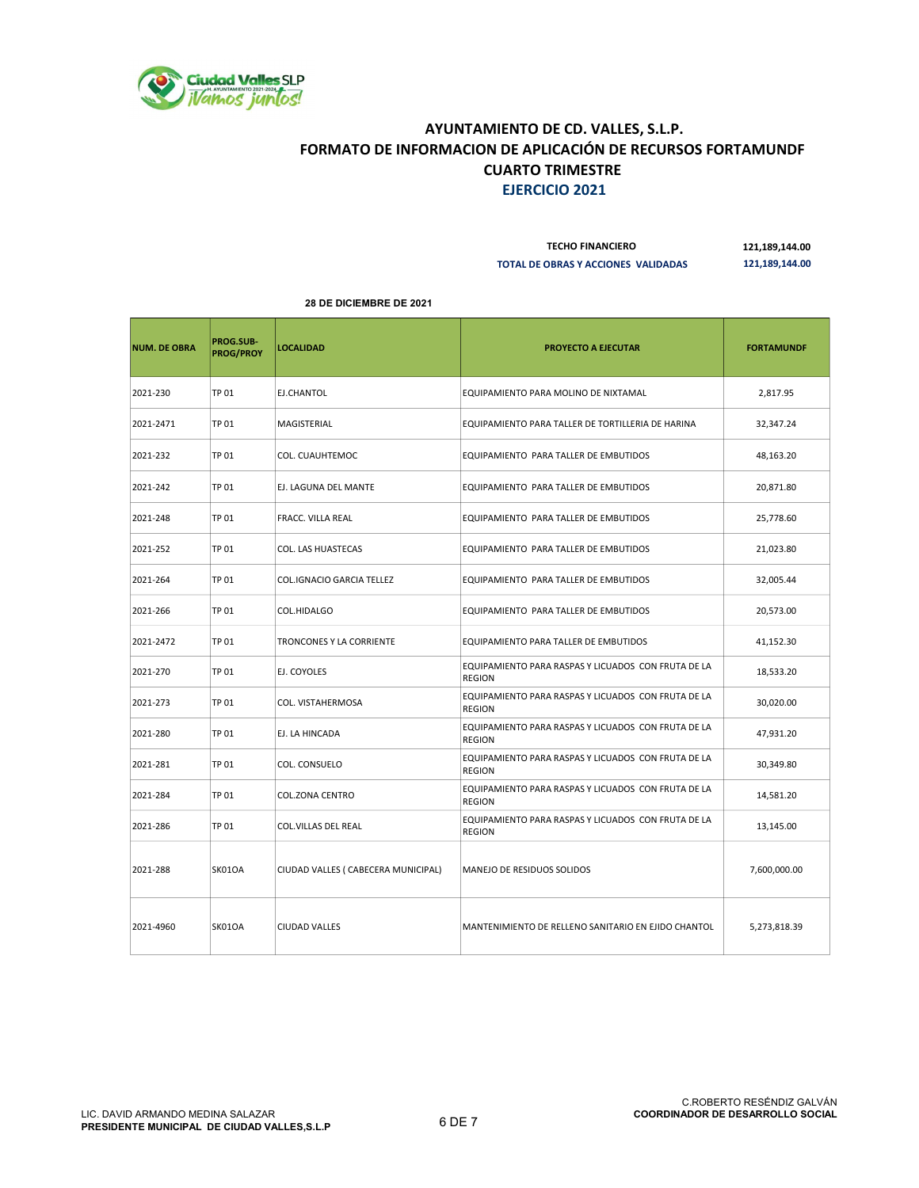# AYUNTAMIENTO DE CD. VALLES, S.L.P.
## FORMATO DE INFORMACION DE APLICACIÓN DE RECURSOS FORTAMUNDF
## CUARTO TRIMESTRE
## EJERCICIO 2021

| | |
|---|---|
| TECHO FINANCIERO | 121,189,144.00 |
| TOTAL DE OBRAS Y ACCIONES VALIDADAS | 121,189,144.00 |

**28 DE DICIEMBRE DE 2021**

| NUM. DE OBRA | PROG.SUB-PROG/PROY | LOCALIDAD | PROYECTO A EJECUTAR | FORTAMUNDF |
|---|---|---|---|---|
| 2021-230 | TP 01 | EJ.CHANTOL | EQUIPAMIENTO PARA MOLINO DE NIXTAMAL | 2,817.95 |
| 2021-2471 | TP 01 | MAGISTERIAL | EQUIPAMIENTO PARA TALLER DE TORTILLERIA DE HARINA | 32,347.24 |
| 2021-232 | TP 01 | COL. CUAUHTEMOC | EQUIPAMIENTO PARA TALLER DE EMBUTIDOS | 48,163.20 |
| 2021-242 | TP 01 | EJ. LAGUNA DEL MANTE | EQUIPAMIENTO PARA TALLER DE EMBUTIDOS | 20,871.80 |
| 2021-248 | TP 01 | FRACC. VILLA REAL | EQUIPAMIENTO PARA TALLER DE EMBUTIDOS | 25,778.60 |
| 2021-252 | TP 01 | COL. LAS HUASTECAS | EQUIPAMIENTO PARA TALLER DE EMBUTIDOS | 21,023.80 |
| 2021-264 | TP 01 | COL.IGNACIO GARCIA TELLEZ | EQUIPAMIENTO PARA TALLER DE EMBUTIDOS | 32,005.44 |
| 2021-266 | TP 01 | COL.HIDALGO | EQUIPAMIENTO PARA TALLER DE EMBUTIDOS | 20,573.00 |
| 2021-2472 | TP 01 | TRONCONES Y LA CORRIENTE | EQUIPAMIENTO PARA TALLER DE EMBUTIDOS | 41,152.30 |
| 2021-270 | TP 01 | EJ. COYOLES | EQUIPAMIENTO PARA RASPAS Y LICUADOS CON FRUTA DE LA REGION | 18,533.20 |
| 2021-273 | TP 01 | COL. VISTAHERMOSA | EQUIPAMIENTO PARA RASPAS Y LICUADOS CON FRUTA DE LA REGION | 30,020.00 |
| 2021-280 | TP 01 | EJ. LA HINCADA | EQUIPAMIENTO PARA RASPAS Y LICUADOS CON FRUTA DE LA REGION | 47,931.20 |
| 2021-281 | TP 01 | COL. CONSUELO | EQUIPAMIENTO PARA RASPAS Y LICUADOS CON FRUTA DE LA REGION | 30,349.80 |
| 2021-284 | TP 01 | COL.ZONA CENTRO | EQUIPAMIENTO PARA RASPAS Y LICUADOS CON FRUTA DE LA REGION | 14,581.20 |
| 2021-286 | TP 01 | COL.VILLAS DEL REAL | EQUIPAMIENTO PARA RASPAS Y LICUADOS CON FRUTA DE LA REGION | 13,145.00 |
| 2021-288 | SK01OA | CIUDAD VALLES ( CABECERA MUNICIPAL) | MANEJO DE RESIDUOS SOLIDOS | 7,600,000.00 |
| 2021-4960 | SK01OA | CIUDAD VALLES | MANTENIMIENTO DE RELLENO SANITARIO EN EJIDO CHANTOL | 5,273,818.39 |

LIC. DAVID ARMANDO MEDINA SALAZAR
**PRESIDENTE MUNICIPAL DE CIUDAD VALLES,S.L.P**

C.ROBERTO RESÉNDIZ GALVÁN
**COORDINADOR DE DESARROLLO SOCIAL**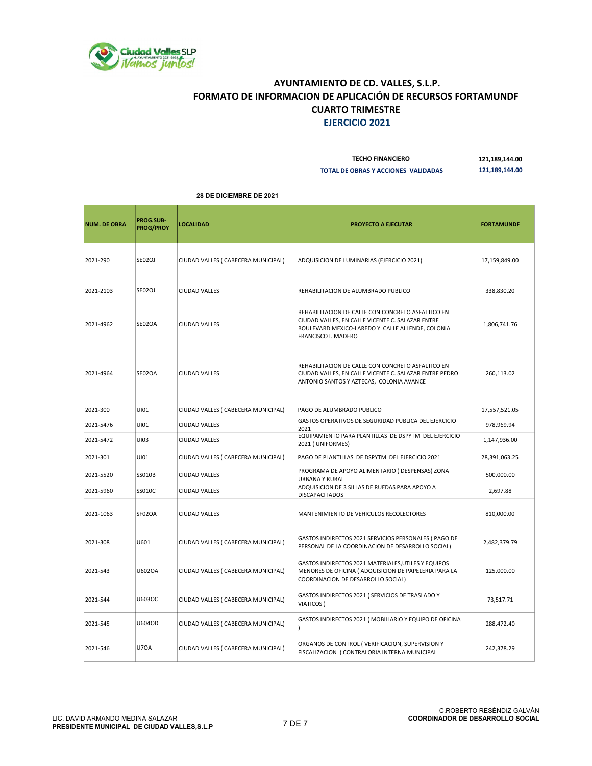# AYUNTAMIENTO DE CD. VALLES, S.L.P.
## FORMATO DE INFORMACION DE APLICACIÓN DE RECURSOS FORTAMUNDF
## CUARTO TRIMESTRE
## EJERCICIO 2021

**TECHO FINANCIERO** 121,189,144.00

**TOTAL DE OBRAS Y ACCIONES VALIDADAS** 121,189,144.00

**28 DE DICIEMBRE DE 2021**

| NUM. DE OBRA | PROG.SUB-PROG/PROY | LOCALIDAD | PROYECTO A EJECUTAR | FORTAMUNDF |
|---|---|---|---|---|
| 2021-290 | SE02OJ | CIUDAD VALLES ( CABECERA MUNICIPAL) | ADQUISICION DE LUMINARIAS (EJERCICIO 2021) | 17,159,849.00 |
| 2021-2103 | SE02OJ | CIUDAD VALLES | REHABILITACION DE ALUMBRADO PUBLICO | 338,830.20 |
| 2021-4962 | SE02OA | CIUDAD VALLES | REHABILITACION DE CALLE CON CONCRETO ASFALTICO EN CIUDAD VALLES, EN CALLE VICENTE C. SALAZAR ENTRE BOULEVARD MEXICO-LAREDO Y CALLE ALLENDE, COLONIA FRANCISCO I. MADERO | 1,806,741.76 |
| 2021-4964 | SE02OA | CIUDAD VALLES | REHABILITACION DE CALLE CON CONCRETO ASFALTICO EN CIUDAD VALLES, EN CALLE VICENTE C. SALAZAR ENTRE PEDRO ANTONIO SANTOS Y AZTECAS, COLONIA AVANCE | 260,113.02 |
| 2021-300 | UI01 | CIUDAD VALLES ( CABECERA MUNICIPAL) | PAGO DE ALUMBRADO PUBLICO | 17,557,521.05 |
| 2021-5476 | UI01 | CIUDAD VALLES | GASTOS OPERATIVOS DE SEGURIDAD PUBLICA DEL EJERCICIO 2021 | 978,969.94 |
| 2021-5472 | UI03 | CIUDAD VALLES | EQUIPAMIENTO PARA PLANTILLAS DE DSPYTM DEL EJERCICIO 2021 ( UNIFORMES) | 1,147,936.00 |
| 2021-301 | UI01 | CIUDAD VALLES ( CABECERA MUNICIPAL) | PAGO DE PLANTILLAS DE DSPYTM DEL EJERCICIO 2021 | 28,391,063.25 |
| 2021-5520 | SS010B | CIUDAD VALLES | PROGRAMA DE APOYO ALIMENTARIO ( DESPENSAS) ZONA URBANA Y RURAL | 500,000.00 |
| 2021-5960 | SS010C | CIUDAD VALLES | ADQUISICION DE 3 SILLAS DE RUEDAS PARA APOYO A DISCAPACITADOS | 2,697.88 |
| 2021-1063 | SF02OA | CIUDAD VALLES | MANTENIMIENTO DE VEHICULOS RECOLECTORES | 810,000.00 |
| 2021-308 | U601 | CIUDAD VALLES ( CABECERA MUNICIPAL) | GASTOS INDIRECTOS 2021 SERVICIOS PERSONALES ( PAGO DE PERSONAL DE LA COORDINACION DE DESARROLLO SOCIAL) | 2,482,379.79 |
| 2021-543 | U602OA | CIUDAD VALLES ( CABECERA MUNICIPAL) | GASTOS INDIRECTOS 2021 MATERIALES,UTILES Y EQUIPOS MENORES DE OFICINA ( ADQUISICION DE PAPELERIA PARA LA COORDINACION DE DESARROLLO SOCIAL) | 125,000.00 |
| 2021-544 | U603OC | CIUDAD VALLES ( CABECERA MUNICIPAL) | GASTOS INDIRECTOS 2021 ( SERVICIOS DE TRASLADO Y VIATICOS ) | 73,517.71 |
| 2021-545 | U604OD | CIUDAD VALLES ( CABECERA MUNICIPAL) | GASTOS INDIRECTOS 2021 ( MOBILIARIO Y EQUIPO DE OFICINA ) | 288,472.40 |
| 2021-546 | U7OA | CIUDAD VALLES ( CABECERA MUNICIPAL) | ORGANOS DE CONTROL ( VERIFICACION, SUPERVISION Y FISCALIZACION ) CONTRALORIA INTERNA MUNICIPAL | 242,378.29 |

LIC. DAVID ARMANDO MEDINA SALAZAR
**PRESIDENTE MUNICIPAL DE CIUDAD VALLES,S.L.P**

C.ROBERTO RESÉNDIZ GALVÁN
**COORDINADOR DE DESARROLLO SOCIAL**